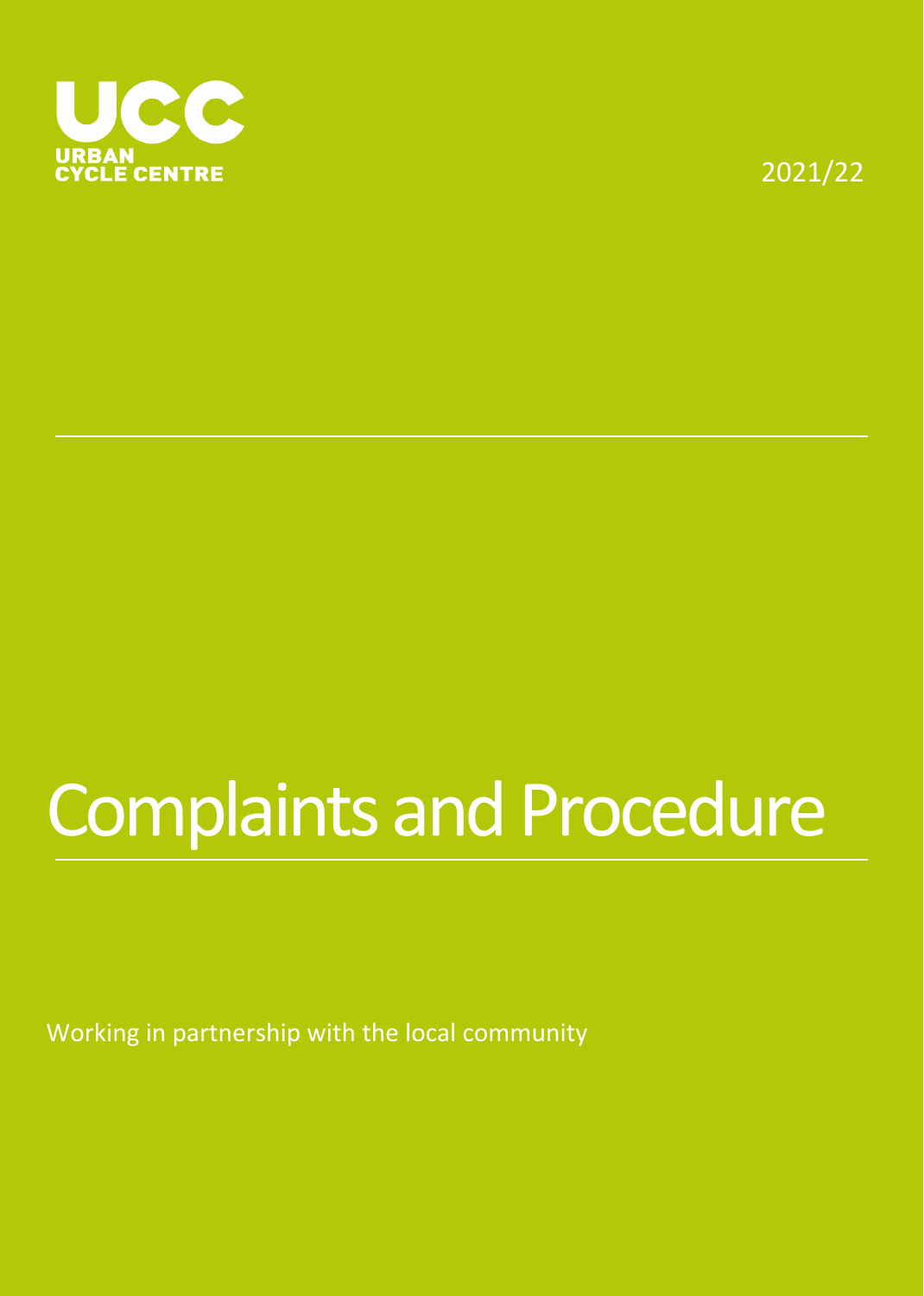UCC

URBAN CYCLE CENTRE

2021/22

# Complaints and Procedure

Working in partnership with the local community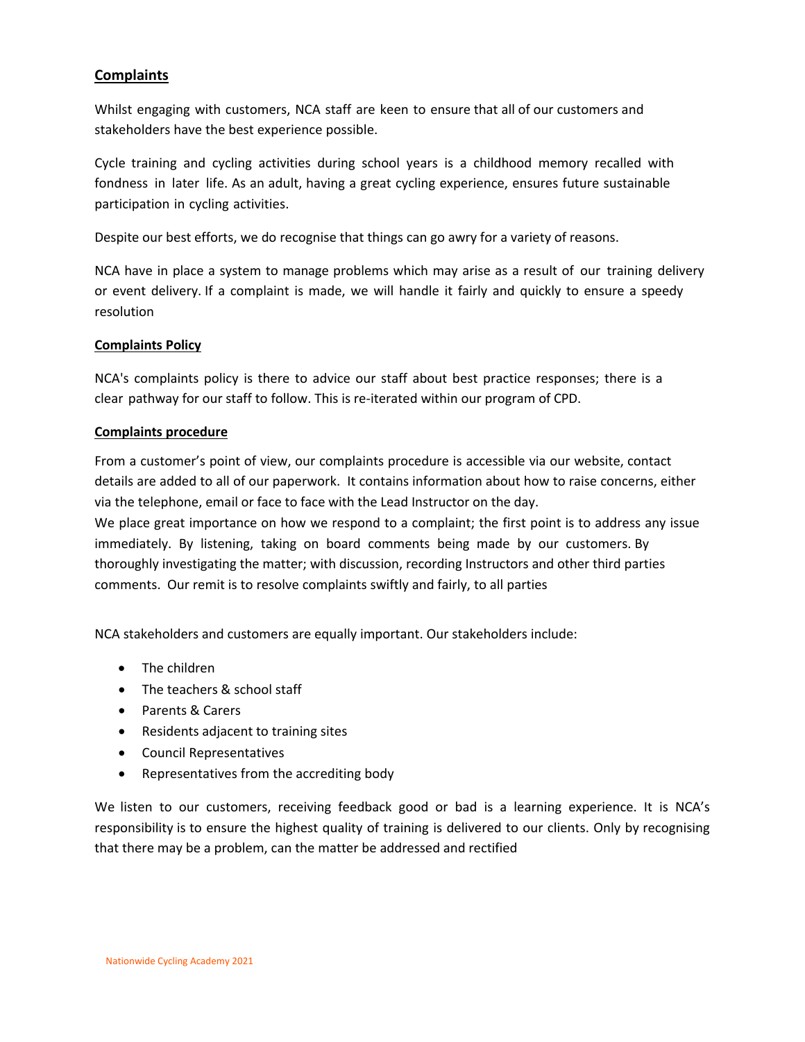## Complaints

Whilst engaging with customers, NCA staff are keen to ensure that all of our customers and stakeholders have the best experience possible.

Cycle training and cycling activities during school years is a childhood memory recalled with fondness in later life. As an adult, having a great cycling experience, ensures future sustainable participation in cycling activities.

Despite our best efforts, we do recognise that things can go awry for a variety of reasons.

NCA have in place a system to manage problems which may arise as a result of our training delivery or event delivery. If a complaint is made, we will handle it fairly and quickly to ensure a speedy resolution

### Complaints Policy

NCA's complaints policy is there to advice our staff about best practice responses; there is a clear pathway for our staff to follow. This is re-iterated within our program of CPD.

### Complaints procedure

From a customer's point of view, our complaints procedure is accessible via our website, contact details are added to all of our paperwork. It contains information about how to raise concerns, either via the telephone, email or face to face with the Lead Instructor on the day.
We place great importance on how we respond to a complaint; the first point is to address any issue immediately. By listening, taking on board comments being made by our customers. By thoroughly investigating the matter; with discussion, recording Instructors and other third parties comments. Our remit is to resolve complaints swiftly and fairly, to all parties

NCA stakeholders and customers are equally important. Our stakeholders include:

- The children
- The teachers & school staff
- Parents & Carers
- Residents adjacent to training sites
- Council Representatives
- Representatives from the accrediting body

We listen to our customers, receiving feedback good or bad is a learning experience. It is NCA's responsibility is to ensure the highest quality of training is delivered to our clients. Only by recognising that there may be a problem, can the matter be addressed and rectified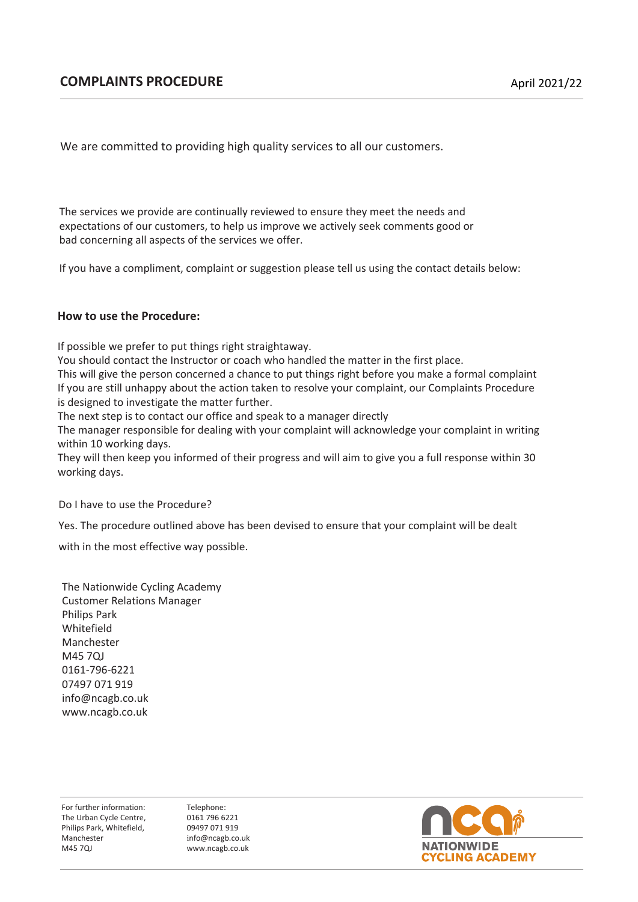# COMPLAINTS PROCEDURE

April 2021/22

We are committed to providing high quality services to all our customers.

The services we provide are continually reviewed to ensure they meet the needs and expectations of our customers, to help us improve we actively seek comments good or bad concerning all aspects of the services we offer.

If you have a compliment, complaint or suggestion please tell us using the contact details below:

**How to use the Procedure:**

If possible we prefer to put things right straightaway.
You should contact the Instructor or coach who handled the matter in the first place.
This will give the person concerned a chance to put things right before you make a formal complaint
If you are still unhappy about the action taken to resolve your complaint, our Complaints Procedure is designed to investigate the matter further.
The next step is to contact our office and speak to a manager directly
The manager responsible for dealing with your complaint will acknowledge your complaint in writing within 10 working days.
They will then keep you informed of their progress and will aim to give you a full response within 30 working days.

Do I have to use the Procedure?

Yes. The procedure outlined above has been devised to ensure that your complaint will be dealt with in the most effective way possible.

The Nationwide Cycling Academy
Customer Relations Manager
Philips Park
Whitefield
Manchester
M45 7QJ
0161-796-6221
07497 071 919
info@ncagb.co.uk
www.ncagb.co.uk

For further information:
The Urban Cycle Centre,
Philips Park, Whitefield,
Manchester
M45 7QJ

Telephone:
0161 796 6221
09497 071 919
info@ncagb.co.uk
www.ncagb.co.uk

NCA NATIONWIDE CYCLING ACADEMY